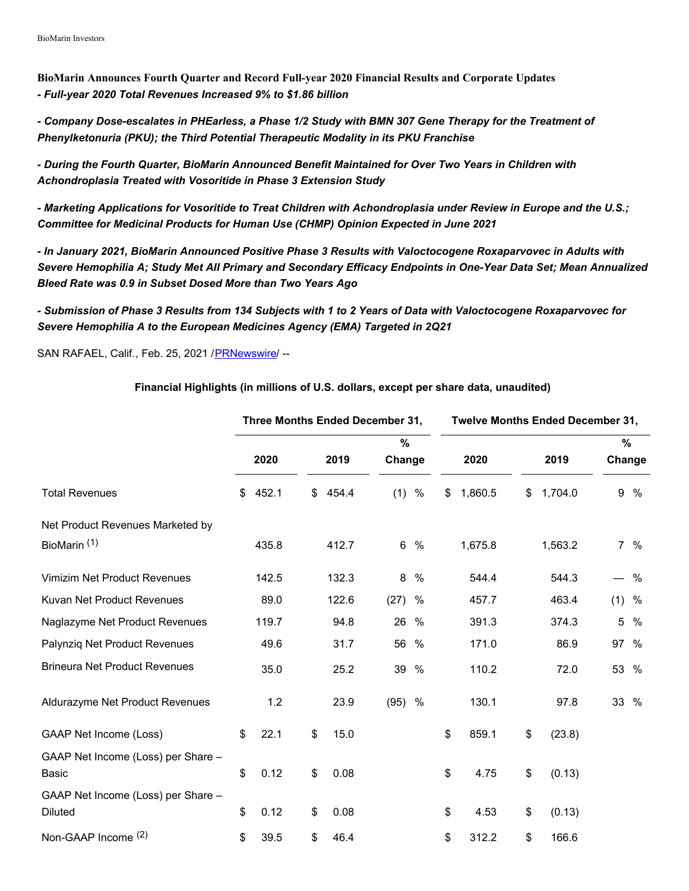**BioMarin Announces Fourth Quarter and Record Full-year 2020 Financial Results and Corporate Updates**

***- Full-year 2020 Total Revenues Increased 9% to $1.86 billion***

***- Company Dose-escalates in PHEarless, a Phase 1/2 Study with BMN 307 Gene Therapy for the Treatment of Phenylketonuria (PKU); the Third Potential Therapeutic Modality in its PKU Franchise***

***- During the Fourth Quarter, BioMarin Announced Benefit Maintained for Over Two Years in Children with Achondroplasia Treated with Vosoritide in Phase 3 Extension Study***

***- Marketing Applications for Vosoritide to Treat Children with Achondroplasia under Review in Europe and the U.S.; Committee for Medicinal Products for Human Use (CHMP) Opinion Expected in June 2021***

***- In January 2021, BioMarin Announced Positive Phase 3 Results with Valoctocogene Roxaparvovec in Adults with Severe Hemophilia A; Study Met All Primary and Secondary Efficacy Endpoints in One-Year Data Set; Mean Annualized Bleed Rate was 0.9 in Subset Dosed More than Two Years Ago***

***- Submission of Phase 3 Results from 134 Subjects with 1 to 2 Years of Data with Valoctocogene Roxaparvovec for Severe Hemophilia A to the European Medicines Agency (EMA) Targeted in 2Q21***

SAN RAFAEL, Calif., Feb. 25, 2021 /PRNewswire/ --

**Financial Highlights (in millions of U.S. dollars, except per share data, unaudited)**

| | Three Months Ended December 31, | | | Twelve Months Ended December 31, | | |
|---|---|---|---|---|---|---|
| | 2020 | 2019 | % Change | 2020 | 2019 | % Change |
| Total Revenues | $ 452.1 | $ 454.4 | (1) % | $ 1,860.5 | $ 1,704.0 | 9 % |
| Net Product Revenues Marketed by BioMarin [1] | 435.8 | 412.7 | 6 % | 1,675.8 | 1,563.2 | 7 % |
| Vimizim Net Product Revenues | 142.5 | 132.3 | 8 % | 544.4 | 544.3 | — % |
| Kuvan Net Product Revenues | 89.0 | 122.6 | (27) % | 457.7 | 463.4 | (1) % |
| Naglazyme Net Product Revenues | 119.7 | 94.8 | 26 % | 391.3 | 374.3 | 5 % |
| Palynziq Net Product Revenues | 49.6 | 31.7 | 56 % | 171.0 | 86.9 | 97 % |
| Brineura Net Product Revenues | 35.0 | 25.2 | 39 % | 110.2 | 72.0 | 53 % |
| Aldurazyme Net Product Revenues | 1.2 | 23.9 | (95) % | 130.1 | 97.8 | 33 % |
| GAAP Net Income (Loss) | $ 22.1 | $ 15.0 | | $ 859.1 | $ (23.8) | |
| GAAP Net Income (Loss) per Share – Basic | $ 0.12 | $ 0.08 | | $ 4.75 | $ (0.13) | |
| GAAP Net Income (Loss) per Share – Diluted | $ 0.12 | $ 0.08 | | $ 4.53 | $ (0.13) | |
| Non-GAAP Income [2] | $ 39.5 | $ 46.4 | | $ 312.2 | $ 166.6 | |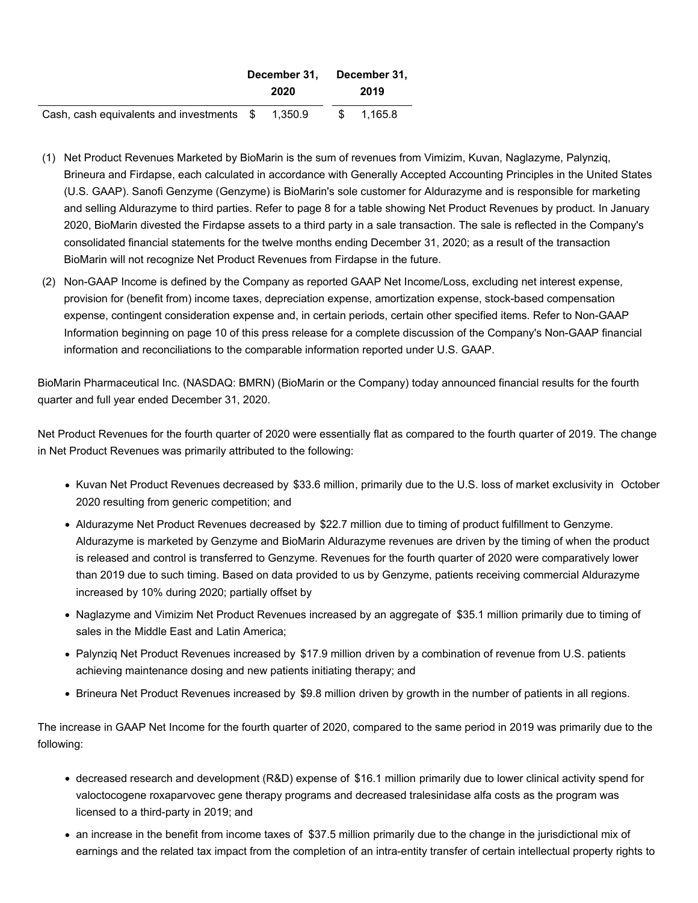| | December 31, 2020 | December 31, 2019 |
|---|---|---|
| Cash, cash equivalents and investments | $ 1,350.9 | $ 1,165.8 |

(1) Net Product Revenues Marketed by BioMarin is the sum of revenues from Vimizim, Kuvan, Naglazyme, Palynziq, Brineura and Firdapse, each calculated in accordance with Generally Accepted Accounting Principles in the United States (U.S. GAAP). Sanofi Genzyme (Genzyme) is BioMarin's sole customer for Aldurazyme and is responsible for marketing and selling Aldurazyme to third parties. Refer to page 8 for a table showing Net Product Revenues by product. In January 2020, BioMarin divested the Firdapse assets to a third party in a sale transaction. The sale is reflected in the Company's consolidated financial statements for the twelve months ending December 31, 2020; as a result of the transaction BioMarin will not recognize Net Product Revenues from Firdapse in the future.

(2) Non-GAAP Income is defined by the Company as reported GAAP Net Income/Loss, excluding net interest expense, provision for (benefit from) income taxes, depreciation expense, amortization expense, stock-based compensation expense, contingent consideration expense and, in certain periods, certain other specified items. Refer to Non-GAAP Information beginning on page 10 of this press release for a complete discussion of the Company's Non-GAAP financial information and reconciliations to the comparable information reported under U.S. GAAP.

BioMarin Pharmaceutical Inc. (NASDAQ: BMRN) (BioMarin or the Company) today announced financial results for the fourth quarter and full year ended December 31, 2020.

Net Product Revenues for the fourth quarter of 2020 were essentially flat as compared to the fourth quarter of 2019. The change in Net Product Revenues was primarily attributed to the following:

- Kuvan Net Product Revenues decreased by $33.6 million, primarily due to the U.S. loss of market exclusivity in October 2020 resulting from generic competition; and
- Aldurazyme Net Product Revenues decreased by $22.7 million due to timing of product fulfillment to Genzyme. Aldurazyme is marketed by Genzyme and BioMarin Aldurazyme revenues are driven by the timing of when the product is released and control is transferred to Genzyme. Revenues for the fourth quarter of 2020 were comparatively lower than 2019 due to such timing. Based on data provided to us by Genzyme, patients receiving commercial Aldurazyme increased by 10% during 2020; partially offset by
- Naglazyme and Vimizim Net Product Revenues increased by an aggregate of $35.1 million primarily due to timing of sales in the Middle East and Latin America;
- Palynziq Net Product Revenues increased by $17.9 million driven by a combination of revenue from U.S. patients achieving maintenance dosing and new patients initiating therapy; and
- Brineura Net Product Revenues increased by $9.8 million driven by growth in the number of patients in all regions.

The increase in GAAP Net Income for the fourth quarter of 2020, compared to the same period in 2019 was primarily due to the following:

- decreased research and development (R&D) expense of $16.1 million primarily due to lower clinical activity spend for valoctocogene roxaparvovec gene therapy programs and decreased tralesinidase alfa costs as the program was licensed to a third-party in 2019; and
- an increase in the benefit from income taxes of $37.5 million primarily due to the change in the jurisdictional mix of earnings and the related tax impact from the completion of an intra-entity transfer of certain intellectual property rights to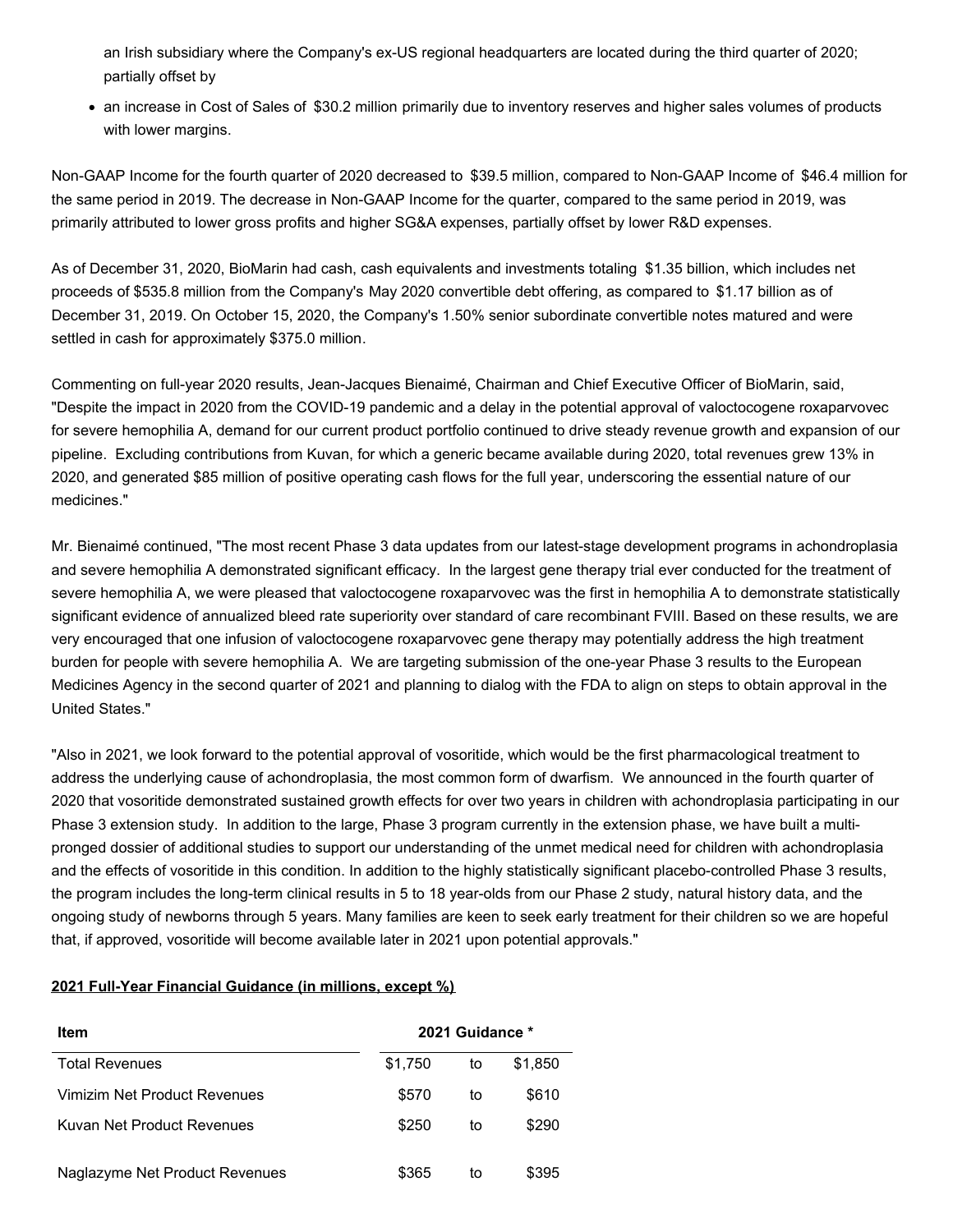an Irish subsidiary where the Company's ex-US regional headquarters are located during the third quarter of 2020; partially offset by

- an increase in Cost of Sales of $30.2 million primarily due to inventory reserves and higher sales volumes of products with lower margins.

Non-GAAP Income for the fourth quarter of 2020 decreased to $39.5 million, compared to Non-GAAP Income of $46.4 million for the same period in 2019. The decrease in Non-GAAP Income for the quarter, compared to the same period in 2019, was primarily attributed to lower gross profits and higher SG&A expenses, partially offset by lower R&D expenses.

As of December 31, 2020, BioMarin had cash, cash equivalents and investments totaling $1.35 billion, which includes net proceeds of $535.8 million from the Company's May 2020 convertible debt offering, as compared to $1.17 billion as of December 31, 2019. On October 15, 2020, the Company's 1.50% senior subordinate convertible notes matured and were settled in cash for approximately $375.0 million.

Commenting on full-year 2020 results, Jean-Jacques Bienaimé, Chairman and Chief Executive Officer of BioMarin, said, "Despite the impact in 2020 from the COVID-19 pandemic and a delay in the potential approval of valoctocogene roxaparvovec for severe hemophilia A, demand for our current product portfolio continued to drive steady revenue growth and expansion of our pipeline. Excluding contributions from Kuvan, for which a generic became available during 2020, total revenues grew 13% in 2020, and generated $85 million of positive operating cash flows for the full year, underscoring the essential nature of our medicines."

Mr. Bienaimé continued, "The most recent Phase 3 data updates from our latest-stage development programs in achondroplasia and severe hemophilia A demonstrated significant efficacy. In the largest gene therapy trial ever conducted for the treatment of severe hemophilia A, we were pleased that valoctocogene roxaparvovec was the first in hemophilia A to demonstrate statistically significant evidence of annualized bleed rate superiority over standard of care recombinant FVIII. Based on these results, we are very encouraged that one infusion of valoctocogene roxaparvovec gene therapy may potentially address the high treatment burden for people with severe hemophilia A. We are targeting submission of the one-year Phase 3 results to the European Medicines Agency in the second quarter of 2021 and planning to dialog with the FDA to align on steps to obtain approval in the United States."

"Also in 2021, we look forward to the potential approval of vosoritide, which would be the first pharmacological treatment to address the underlying cause of achondroplasia, the most common form of dwarfism. We announced in the fourth quarter of 2020 that vosoritide demonstrated sustained growth effects for over two years in children with achondroplasia participating in our Phase 3 extension study. In addition to the large, Phase 3 program currently in the extension phase, we have built a multi-pronged dossier of additional studies to support our understanding of the unmet medical need for children with achondroplasia and the effects of vosoritide in this condition. In addition to the highly statistically significant placebo-controlled Phase 3 results, the program includes the long-term clinical results in 5 to 18 year-olds from our Phase 2 study, natural history data, and the ongoing study of newborns through 5 years. Many families are keen to seek early treatment for their children so we are hopeful that, if approved, vosoritide will become available later in 2021 upon potential approvals."

**2021 Full-Year Financial Guidance (in millions, except %)**

| Item | 2021 Guidance * | | |
|---|---|---|---|
| Total Revenues | $1,750 | to | $1,850 |
| Vimizim Net Product Revenues | $570 | to | $610 |
| Kuvan Net Product Revenues | $250 | to | $290 |
| Naglazyme Net Product Revenues | $365 | to | $395 |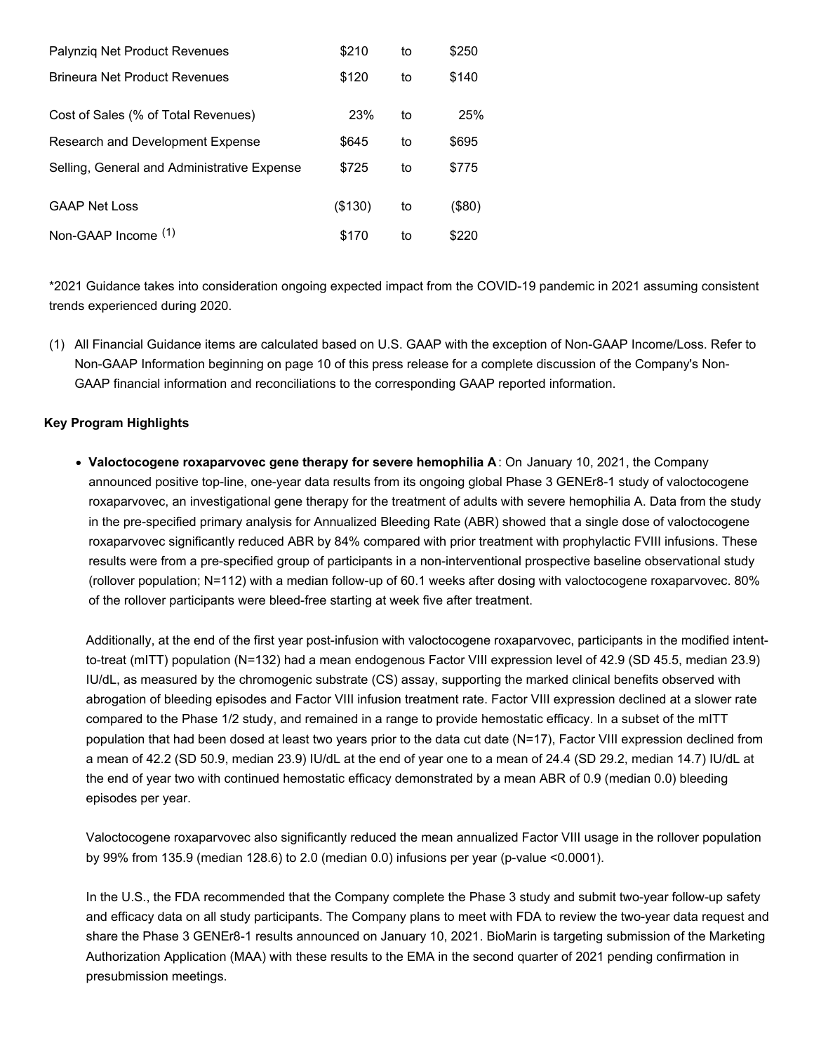| | | | |
|---|---|---|---|
| Palynziq Net Product Revenues | $210 | to | $250 |
| Brineura Net Product Revenues | $120 | to | $140 |
| Cost of Sales (% of Total Revenues) | 23% | to | 25% |
| Research and Development Expense | $645 | to | $695 |
| Selling, General and Administrative Expense | $725 | to | $775 |
| GAAP Net Loss | ($130) | to | ($80) |
| Non-GAAP Income (1) | $170 | to | $220 |

*2021 Guidance takes into consideration ongoing expected impact from the COVID-19 pandemic in 2021 assuming consistent trends experienced during 2020.

(1) All Financial Guidance items are calculated based on U.S. GAAP with the exception of Non-GAAP Income/Loss. Refer to Non-GAAP Information beginning on page 10 of this press release for a complete discussion of the Company's Non-GAAP financial information and reconciliations to the corresponding GAAP reported information.

**Key Program Highlights**

- **Valoctocogene roxaparvovec gene therapy for severe hemophilia A**: On January 10, 2021, the Company announced positive top-line, one-year data results from its ongoing global Phase 3 GENEr8-1 study of valoctocogene roxaparvovec, an investigational gene therapy for the treatment of adults with severe hemophilia A. Data from the study in the pre-specified primary analysis for Annualized Bleeding Rate (ABR) showed that a single dose of valoctocogene roxaparvovec significantly reduced ABR by 84% compared with prior treatment with prophylactic FVIII infusions. These results were from a pre-specified group of participants in a non-interventional prospective baseline observational study (rollover population; N=112) with a median follow-up of 60.1 weeks after dosing with valoctocogene roxaparvovec. 80% of the rollover participants were bleed-free starting at week five after treatment.

  Additionally, at the end of the first year post-infusion with valoctocogene roxaparvovec, participants in the modified intent-to-treat (mITT) population (N=132) had a mean endogenous Factor VIII expression level of 42.9 (SD 45.5, median 23.9) IU/dL, as measured by the chromogenic substrate (CS) assay, supporting the marked clinical benefits observed with abrogation of bleeding episodes and Factor VIII infusion treatment rate. Factor VIII expression declined at a slower rate compared to the Phase 1/2 study, and remained in a range to provide hemostatic efficacy. In a subset of the mITT population that had been dosed at least two years prior to the data cut date (N=17), Factor VIII expression declined from a mean of 42.2 (SD 50.9, median 23.9) IU/dL at the end of year one to a mean of 24.4 (SD 29.2, median 14.7) IU/dL at the end of year two with continued hemostatic efficacy demonstrated by a mean ABR of 0.9 (median 0.0) bleeding episodes per year.

  Valoctocogene roxaparvovec also significantly reduced the mean annualized Factor VIII usage in the rollover population by 99% from 135.9 (median 128.6) to 2.0 (median 0.0) infusions per year (p-value <0.0001).

  In the U.S., the FDA recommended that the Company complete the Phase 3 study and submit two-year follow-up safety and efficacy data on all study participants. The Company plans to meet with FDA to review the two-year data request and share the Phase 3 GENEr8-1 results announced on January 10, 2021. BioMarin is targeting submission of the Marketing Authorization Application (MAA) with these results to the EMA in the second quarter of 2021 pending confirmation in presubmission meetings.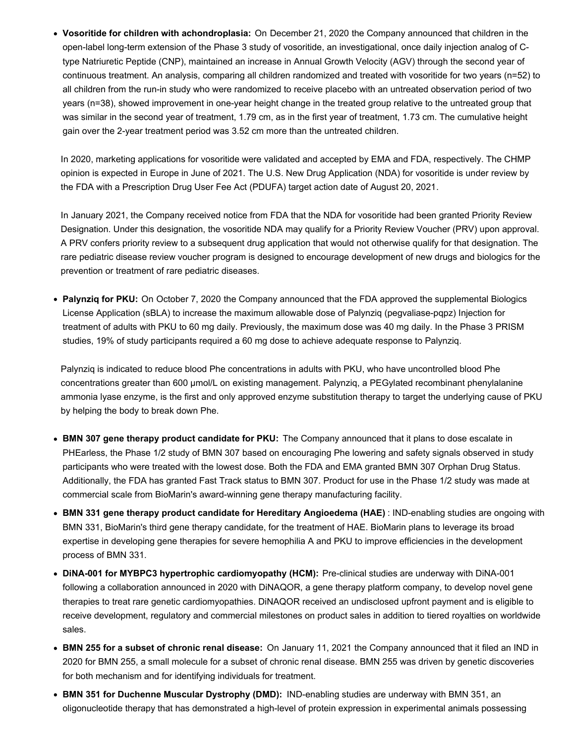- **Vosoritide for children with achondroplasia:** On December 21, 2020 the Company announced that children in the open-label long-term extension of the Phase 3 study of vosoritide, an investigational, once daily injection analog of C-type Natriuretic Peptide (CNP), maintained an increase in Annual Growth Velocity (AGV) through the second year of continuous treatment. An analysis, comparing all children randomized and treated with vosoritide for two years (n=52) to all children from the run-in study who were randomized to receive placebo with an untreated observation period of two years (n=38), showed improvement in one-year height change in the treated group relative to the untreated group that was similar in the second year of treatment, 1.79 cm, as in the first year of treatment, 1.73 cm. The cumulative height gain over the 2-year treatment period was 3.52 cm more than the untreated children.

  In 2020, marketing applications for vosoritide were validated and accepted by EMA and FDA, respectively. The CHMP opinion is expected in Europe in June of 2021. The U.S. New Drug Application (NDA) for vosoritide is under review by the FDA with a Prescription Drug User Fee Act (PDUFA) target action date of August 20, 2021.

  In January 2021, the Company received notice from FDA that the NDA for vosoritide had been granted Priority Review Designation. Under this designation, the vosoritide NDA may qualify for a Priority Review Voucher (PRV) upon approval. A PRV confers priority review to a subsequent drug application that would not otherwise qualify for that designation. The rare pediatric disease review voucher program is designed to encourage development of new drugs and biologics for the prevention or treatment of rare pediatric diseases.

- **Palynziq for PKU:** On October 7, 2020 the Company announced that the FDA approved the supplemental Biologics License Application (sBLA) to increase the maximum allowable dose of Palynziq (pegvaliase-pqpz) Injection for treatment of adults with PKU to 60 mg daily. Previously, the maximum dose was 40 mg daily. In the Phase 3 PRISM studies, 19% of study participants required a 60 mg dose to achieve adequate response to Palynziq.

  Palynziq is indicated to reduce blood Phe concentrations in adults with PKU, who have uncontrolled blood Phe concentrations greater than 600 µmol/L on existing management. Palynziq, a PEGylated recombinant phenylalanine ammonia lyase enzyme, is the first and only approved enzyme substitution therapy to target the underlying cause of PKU by helping the body to break down Phe.

- **BMN 307 gene therapy product candidate for PKU:** The Company announced that it plans to dose escalate in PHEarless, the Phase 1/2 study of BMN 307 based on encouraging Phe lowering and safety signals observed in study participants who were treated with the lowest dose. Both the FDA and EMA granted BMN 307 Orphan Drug Status. Additionally, the FDA has granted Fast Track status to BMN 307. Product for use in the Phase 1/2 study was made at commercial scale from BioMarin's award-winning gene therapy manufacturing facility.
- **BMN 331 gene therapy product candidate for Hereditary Angioedema (HAE)** : IND-enabling studies are ongoing with BMN 331, BioMarin's third gene therapy candidate, for the treatment of HAE. BioMarin plans to leverage its broad expertise in developing gene therapies for severe hemophilia A and PKU to improve efficiencies in the development process of BMN 331.
- **DiNA-001 for MYBPC3 hypertrophic cardiomyopathy (HCM):** Pre-clinical studies are underway with DiNA-001 following a collaboration announced in 2020 with DiNAQOR, a gene therapy platform company, to develop novel gene therapies to treat rare genetic cardiomyopathies. DiNAQOR received an undisclosed upfront payment and is eligible to receive development, regulatory and commercial milestones on product sales in addition to tiered royalties on worldwide sales.
- **BMN 255 for a subset of chronic renal disease:** On January 11, 2021 the Company announced that it filed an IND in 2020 for BMN 255, a small molecule for a subset of chronic renal disease. BMN 255 was driven by genetic discoveries for both mechanism and for identifying individuals for treatment.
- **BMN 351 for Duchenne Muscular Dystrophy (DMD):** IND-enabling studies are underway with BMN 351, an oligonucleotide therapy that has demonstrated a high-level of protein expression in experimental animals possessing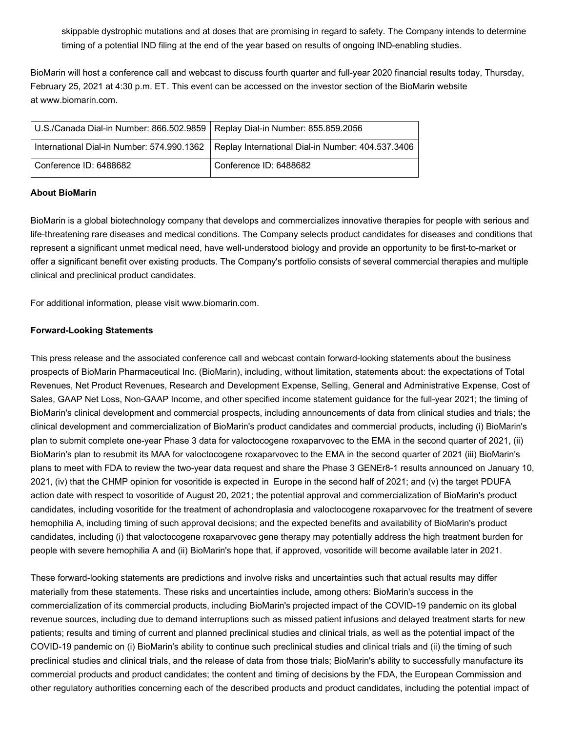skippable dystrophic mutations and at doses that are promising in regard to safety. The Company intends to determine timing of a potential IND filing at the end of the year based on results of ongoing IND-enabling studies.

BioMarin will host a conference call and webcast to discuss fourth quarter and full-year 2020 financial results today, Thursday, February 25, 2021 at 4:30 p.m. ET. This event can be accessed on the investor section of the BioMarin website at www.biomarin.com.

| U.S./Canada Dial-in Number: 866.502.9859 | Replay Dial-in Number: 855.859.2056 |
|---|---|
| International Dial-in Number: 574.990.1362 | Replay International Dial-in Number: 404.537.3406 |
| Conference ID: 6488682 | Conference ID: 6488682 |

**About BioMarin**

BioMarin is a global biotechnology company that develops and commercializes innovative therapies for people with serious and life-threatening rare diseases and medical conditions. The Company selects product candidates for diseases and conditions that represent a significant unmet medical need, have well-understood biology and provide an opportunity to be first-to-market or offer a significant benefit over existing products. The Company's portfolio consists of several commercial therapies and multiple clinical and preclinical product candidates.

For additional information, please visit www.biomarin.com.

**Forward-Looking Statements**

This press release and the associated conference call and webcast contain forward-looking statements about the business prospects of BioMarin Pharmaceutical Inc. (BioMarin), including, without limitation, statements about: the expectations of Total Revenues, Net Product Revenues, Research and Development Expense, Selling, General and Administrative Expense, Cost of Sales, GAAP Net Loss, Non-GAAP Income, and other specified income statement guidance for the full-year 2021; the timing of BioMarin's clinical development and commercial prospects, including announcements of data from clinical studies and trials; the clinical development and commercialization of BioMarin's product candidates and commercial products, including (i) BioMarin's plan to submit complete one-year Phase 3 data for valoctocogene roxaparvovec to the EMA in the second quarter of 2021, (ii) BioMarin's plan to resubmit its MAA for valoctocogene roxaparvovec to the EMA in the second quarter of 2021 (iii) BioMarin's plans to meet with FDA to review the two-year data request and share the Phase 3 GENEr8-1 results announced on January 10, 2021, (iv) that the CHMP opinion for vosoritide is expected in Europe in the second half of 2021; and (v) the target PDUFA action date with respect to vosoritide of August 20, 2021; the potential approval and commercialization of BioMarin's product candidates, including vosoritide for the treatment of achondroplasia and valoctocogene roxaparvovec for the treatment of severe hemophilia A, including timing of such approval decisions; and the expected benefits and availability of BioMarin's product candidates, including (i) that valoctocogene roxaparvovec gene therapy may potentially address the high treatment burden for people with severe hemophilia A and (ii) BioMarin's hope that, if approved, vosoritide will become available later in 2021.

These forward-looking statements are predictions and involve risks and uncertainties such that actual results may differ materially from these statements. These risks and uncertainties include, among others: BioMarin's success in the commercialization of its commercial products, including BioMarin's projected impact of the COVID-19 pandemic on its global revenue sources, including due to demand interruptions such as missed patient infusions and delayed treatment starts for new patients; results and timing of current and planned preclinical studies and clinical trials, as well as the potential impact of the COVID-19 pandemic on (i) BioMarin's ability to continue such preclinical studies and clinical trials and (ii) the timing of such preclinical studies and clinical trials, and the release of data from those trials; BioMarin's ability to successfully manufacture its commercial products and product candidates; the content and timing of decisions by the FDA, the European Commission and other regulatory authorities concerning each of the described products and product candidates, including the potential impact of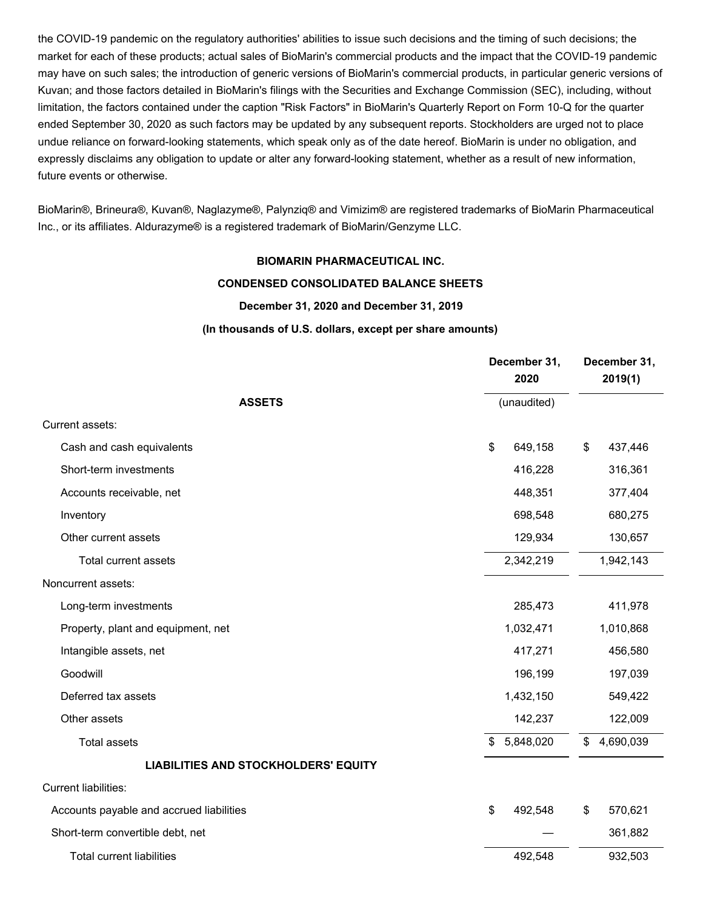the COVID-19 pandemic on the regulatory authorities' abilities to issue such decisions and the timing of such decisions; the market for each of these products; actual sales of BioMarin's commercial products and the impact that the COVID-19 pandemic may have on such sales; the introduction of generic versions of BioMarin's commercial products, in particular generic versions of Kuvan; and those factors detailed in BioMarin's filings with the Securities and Exchange Commission (SEC), including, without limitation, the factors contained under the caption "Risk Factors" in BioMarin's Quarterly Report on Form 10-Q for the quarter ended September 30, 2020 as such factors may be updated by any subsequent reports. Stockholders are urged not to place undue reliance on forward-looking statements, which speak only as of the date hereof. BioMarin is under no obligation, and expressly disclaims any obligation to update or alter any forward-looking statement, whether as a result of new information, future events or otherwise.

BioMarin®, Brineura®, Kuvan®, Naglazyme®, Palynziq® and Vimizim® are registered trademarks of BioMarin Pharmaceutical Inc., or its affiliates. Aldurazyme® is a registered trademark of BioMarin/Genzyme LLC.

**BIOMARIN PHARMACEUTICAL INC.**

**CONDENSED CONSOLIDATED BALANCE SHEETS**

**December 31, 2020 and December 31, 2019**

**(In thousands of U.S. dollars, except per share amounts)**

| | December 31, 2020 | December 31, 2019(1) |
|---|---|---|
| **ASSETS** | (unaudited) | |
| Current assets: | | |
| Cash and cash equivalents | $ 649,158 | $ 437,446 |
| Short-term investments | 416,228 | 316,361 |
| Accounts receivable, net | 448,351 | 377,404 |
| Inventory | 698,548 | 680,275 |
| Other current assets | 129,934 | 130,657 |
| Total current assets | 2,342,219 | 1,942,143 |
| Noncurrent assets: | | |
| Long-term investments | 285,473 | 411,978 |
| Property, plant and equipment, net | 1,032,471 | 1,010,868 |
| Intangible assets, net | 417,271 | 456,580 |
| Goodwill | 196,199 | 197,039 |
| Deferred tax assets | 1,432,150 | 549,422 |
| Other assets | 142,237 | 122,009 |
| Total assets | $ 5,848,020 | $ 4,690,039 |
| **LIABILITIES AND STOCKHOLDERS' EQUITY** | | |
| Current liabilities: | | |
| Accounts payable and accrued liabilities | $ 492,548 | $ 570,621 |
| Short-term convertible debt, net | — | 361,882 |
| Total current liabilities | 492,548 | 932,503 |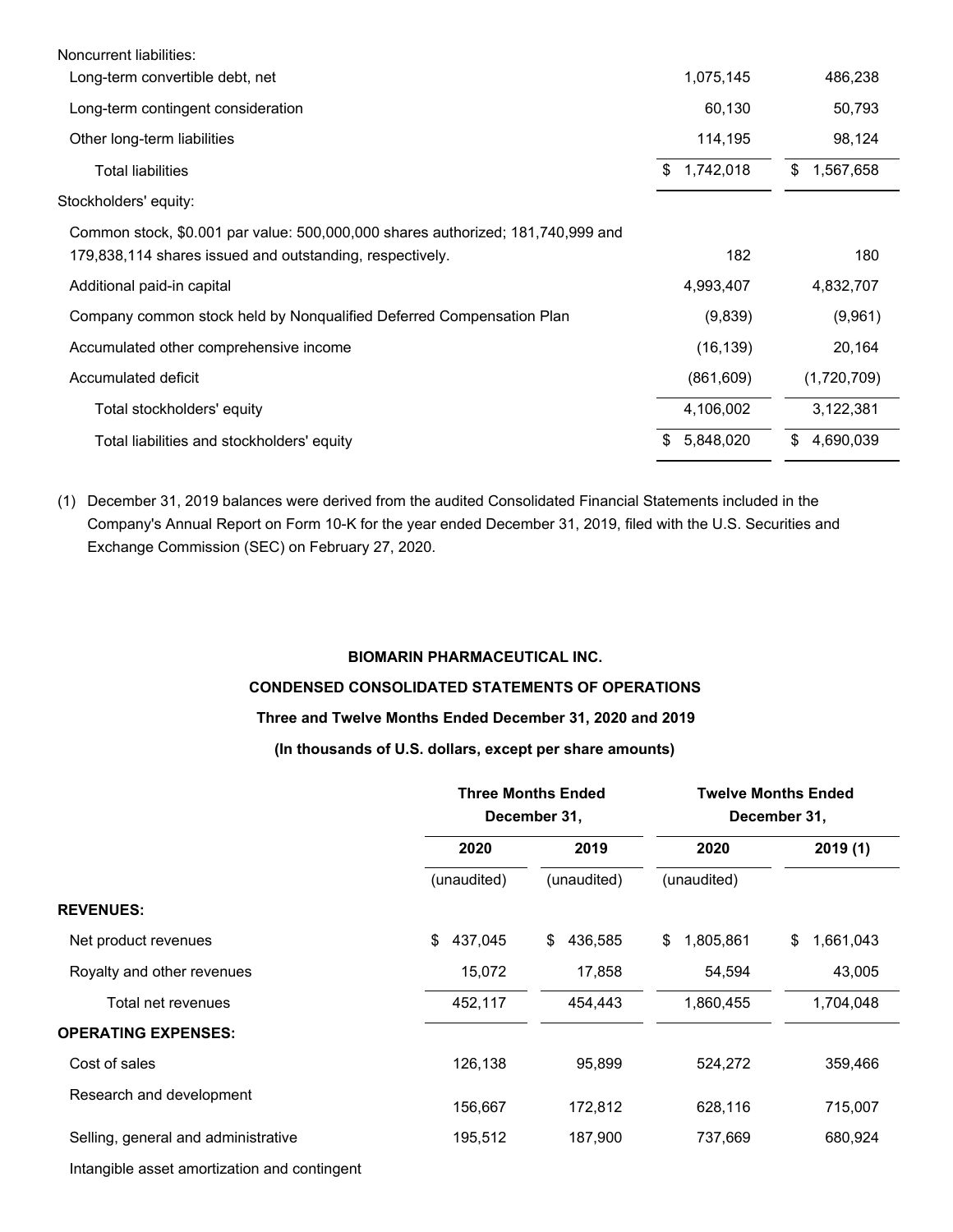| | | |
|---|---|---|
| Noncurrent liabilities: | | |
| Long-term convertible debt, net | 1,075,145 | 486,238 |
| Long-term contingent consideration | 60,130 | 50,793 |
| Other long-term liabilities | 114,195 | 98,124 |
| Total liabilities | $ 1,742,018 | $ 1,567,658 |
| Stockholders' equity: | | |
| Common stock, $0.001 par value: 500,000,000 shares authorized; 181,740,999 and 179,838,114 shares issued and outstanding, respectively. | 182 | 180 |
| Additional paid-in capital | 4,993,407 | 4,832,707 |
| Company common stock held by Nonqualified Deferred Compensation Plan | (9,839) | (9,961) |
| Accumulated other comprehensive income | (16,139) | 20,164 |
| Accumulated deficit | (861,609) | (1,720,709) |
| Total stockholders' equity | 4,106,002 | 3,122,381 |
| Total liabilities and stockholders' equity | $ 5,848,020 | $ 4,690,039 |

(1) December 31, 2019 balances were derived from the audited Consolidated Financial Statements included in the Company's Annual Report on Form 10-K for the year ended December 31, 2019, filed with the U.S. Securities and Exchange Commission (SEC) on February 27, 2020.

**BIOMARIN PHARMACEUTICAL INC.**

**CONDENSED CONSOLIDATED STATEMENTS OF OPERATIONS**

**Three and Twelve Months Ended December 31, 2020 and 2019**

**(In thousands of U.S. dollars, except per share amounts)**

| | Three Months Ended December 31, | | Twelve Months Ended December 31, | |
|---|---|---|---|---|
| | **2020** | **2019** | **2020** | **2019 (1)** |
| | (unaudited) | (unaudited) | (unaudited) | |
| **REVENUES:** | | | | |
| Net product revenues | $ 437,045 | $ 436,585 | $ 1,805,861 | $ 1,661,043 |
| Royalty and other revenues | 15,072 | 17,858 | 54,594 | 43,005 |
| Total net revenues | 452,117 | 454,443 | 1,860,455 | 1,704,048 |
| **OPERATING EXPENSES:** | | | | |
| Cost of sales | 126,138 | 95,899 | 524,272 | 359,466 |
| Research and development | 156,667 | 172,812 | 628,116 | 715,007 |
| Selling, general and administrative | 195,512 | 187,900 | 737,669 | 680,924 |
| Intangible asset amortization and contingent | | | | |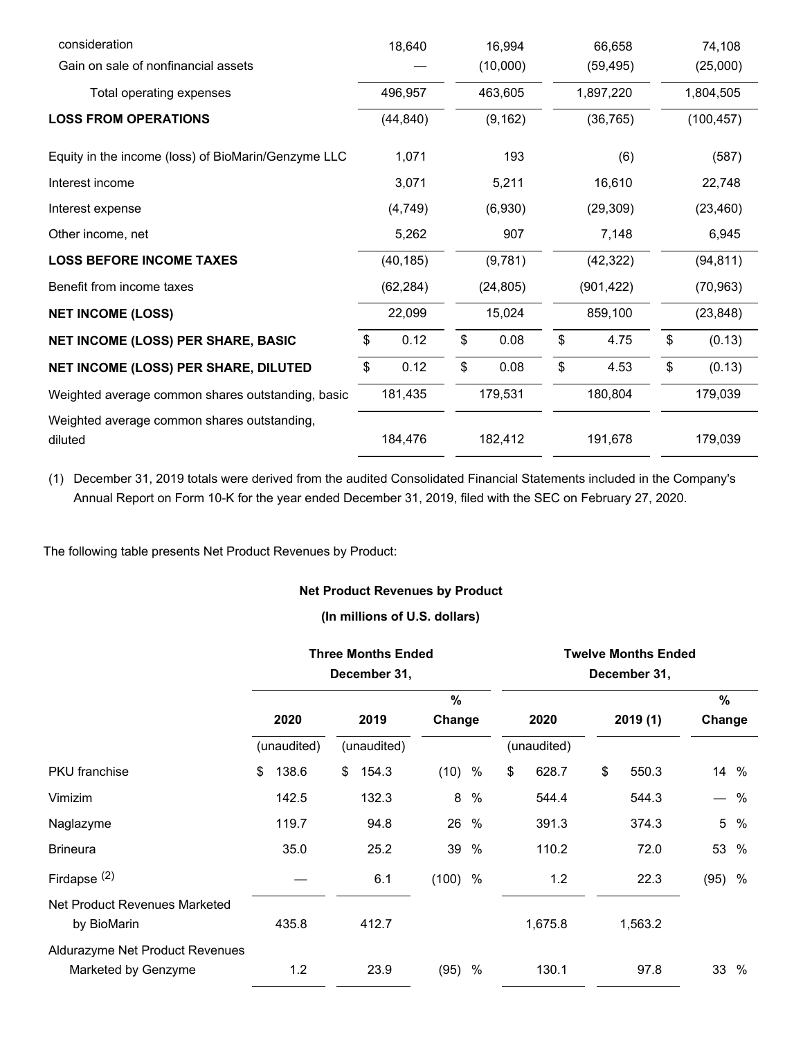| | | | | |
|---|---|---|---|---|
| consideration | 18,640 | 16,994 | 66,658 | 74,108 |
| Gain on sale of nonfinancial assets | — | (10,000) | (59,495) | (25,000) |
| Total operating expenses | 496,957 | 463,605 | 1,897,220 | 1,804,505 |
| **LOSS FROM OPERATIONS** | (44,840) | (9,162) | (36,765) | (100,457) |
| Equity in the income (loss) of BioMarin/Genzyme LLC | 1,071 | 193 | (6) | (587) |
| Interest income | 3,071 | 5,211 | 16,610 | 22,748 |
| Interest expense | (4,749) | (6,930) | (29,309) | (23,460) |
| Other income, net | 5,262 | 907 | 7,148 | 6,945 |
| **LOSS BEFORE INCOME TAXES** | (40,185) | (9,781) | (42,322) | (94,811) |
| Benefit from income taxes | (62,284) | (24,805) | (901,422) | (70,963) |
| **NET INCOME (LOSS)** | 22,099 | 15,024 | 859,100 | (23,848) |
| **NET INCOME (LOSS) PER SHARE, BASIC** | $ 0.12 | $ 0.08 | $ 4.75 | $ (0.13) |
| **NET INCOME (LOSS) PER SHARE, DILUTED** | $ 0.12 | $ 0.08 | $ 4.53 | $ (0.13) |
| Weighted average common shares outstanding, basic | 181,435 | 179,531 | 180,804 | 179,039 |
| Weighted average common shares outstanding, diluted | 184,476 | 182,412 | 191,678 | 179,039 |

(1) December 31, 2019 totals were derived from the audited Consolidated Financial Statements included in the Company's Annual Report on Form 10-K for the year ended December 31, 2019, filed with the SEC on February 27, 2020.

The following table presents Net Product Revenues by Product:

**Net Product Revenues by Product**

**(In millions of U.S. dollars)**

| | Three Months Ended December 31, | | | Twelve Months Ended December 31, | | |
|---|---|---|---|---|---|---|
| | 2020 | 2019 | % Change | 2020 | 2019 (1) | % Change |
| | (unaudited) | (unaudited) | | (unaudited) | | |
| PKU franchise | $ 138.6 | $ 154.3 | (10) % | $ 628.7 | $ 550.3 | 14 % |
| Vimizim | 142.5 | 132.3 | 8 % | 544.4 | 544.3 | — % |
| Naglazyme | 119.7 | 94.8 | 26 % | 391.3 | 374.3 | 5 % |
| Brineura | 35.0 | 25.2 | 39 % | 110.2 | 72.0 | 53 % |
| Firdapse (2) | — | 6.1 | (100) % | 1.2 | 22.3 | (95) % |
| Net Product Revenues Marketed by BioMarin | 435.8 | 412.7 | | 1,675.8 | 1,563.2 | |
| Aldurazyme Net Product Revenues Marketed by Genzyme | 1.2 | 23.9 | (95) % | 130.1 | 97.8 | 33 % |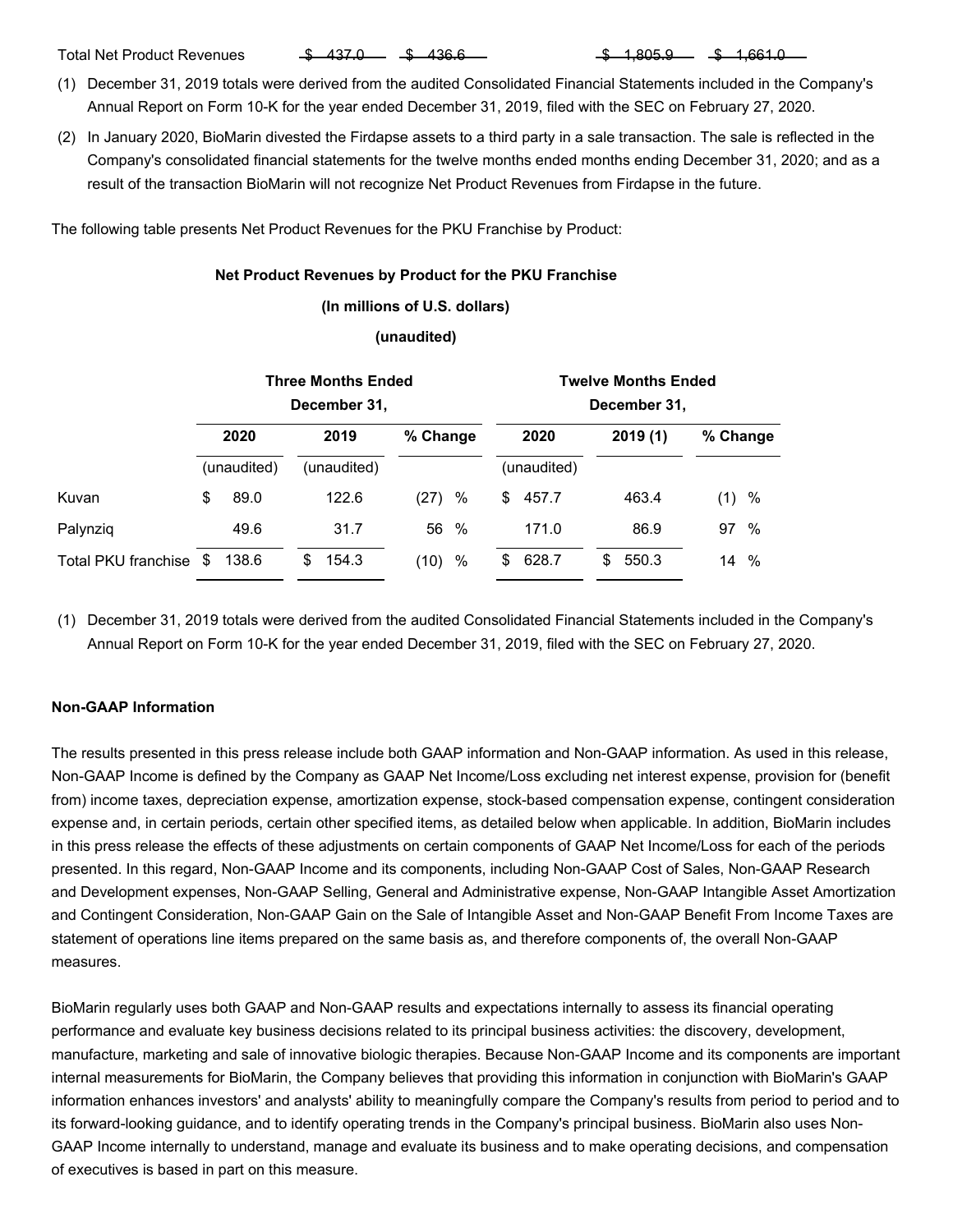| | | | | |
|---|---|---|---|---|
| Total Net Product Revenues | $ 437.0 | $ 436.6 | $ 1,805.9 | $ 1,661.0 |

(1) December 31, 2019 totals were derived from the audited Consolidated Financial Statements included in the Company's Annual Report on Form 10-K for the year ended December 31, 2019, filed with the SEC on February 27, 2020.

(2) In January 2020, BioMarin divested the Firdapse assets to a third party in a sale transaction. The sale is reflected in the Company's consolidated financial statements for the twelve months ended months ending December 31, 2020; and as a result of the transaction BioMarin will not recognize Net Product Revenues from Firdapse in the future.

The following table presents Net Product Revenues for the PKU Franchise by Product:

**Net Product Revenues by Product for the PKU Franchise**

**(In millions of U.S. dollars)**

**(unaudited)**

| | Three Months Ended December 31, | | | Twelve Months Ended December 31, | | |
|---|---|---|---|---|---|---|
| | **2020** | **2019** | **% Change** | **2020** | **2019 (1)** | **% Change** |
| | (unaudited) | (unaudited) | | (unaudited) | | |
| Kuvan | $ 89.0 | 122.6 | (27) % | $ 457.7 | 463.4 | (1) % |
| Palynziq | 49.6 | 31.7 | 56 % | 171.0 | 86.9 | 97 % |
| Total PKU franchise | $ 138.6 | $ 154.3 | (10) % | $ 628.7 | $ 550.3 | 14 % |

(1) December 31, 2019 totals were derived from the audited Consolidated Financial Statements included in the Company's Annual Report on Form 10-K for the year ended December 31, 2019, filed with the SEC on February 27, 2020.

**Non-GAAP Information**

The results presented in this press release include both GAAP information and Non-GAAP information. As used in this release, Non-GAAP Income is defined by the Company as GAAP Net Income/Loss excluding net interest expense, provision for (benefit from) income taxes, depreciation expense, amortization expense, stock-based compensation expense, contingent consideration expense and, in certain periods, certain other specified items, as detailed below when applicable. In addition, BioMarin includes in this press release the effects of these adjustments on certain components of GAAP Net Income/Loss for each of the periods presented. In this regard, Non-GAAP Income and its components, including Non-GAAP Cost of Sales, Non-GAAP Research and Development expenses, Non-GAAP Selling, General and Administrative expense, Non-GAAP Intangible Asset Amortization and Contingent Consideration, Non-GAAP Gain on the Sale of Intangible Asset and Non-GAAP Benefit From Income Taxes are statement of operations line items prepared on the same basis as, and therefore components of, the overall Non-GAAP measures.

BioMarin regularly uses both GAAP and Non-GAAP results and expectations internally to assess its financial operating performance and evaluate key business decisions related to its principal business activities: the discovery, development, manufacture, marketing and sale of innovative biologic therapies. Because Non-GAAP Income and its components are important internal measurements for BioMarin, the Company believes that providing this information in conjunction with BioMarin's GAAP information enhances investors' and analysts' ability to meaningfully compare the Company's results from period to period and to its forward-looking guidance, and to identify operating trends in the Company's principal business. BioMarin also uses Non-GAAP Income internally to understand, manage and evaluate its business and to make operating decisions, and compensation of executives is based in part on this measure.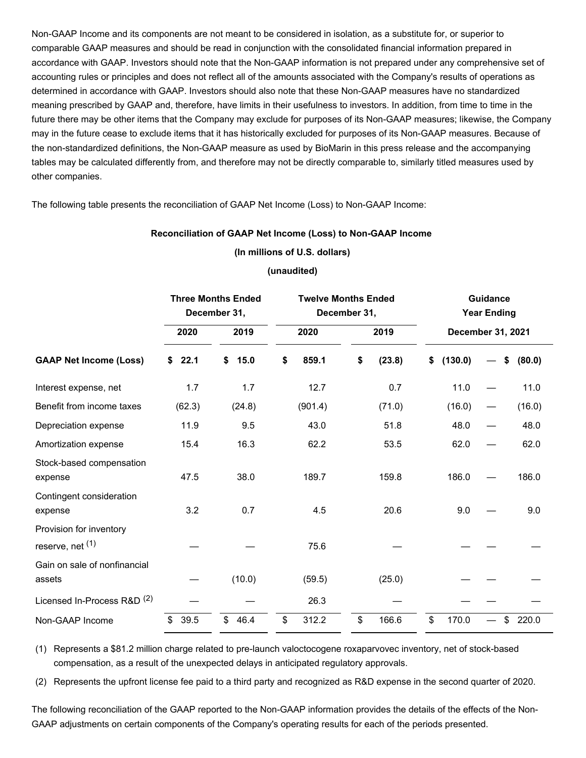Non-GAAP Income and its components are not meant to be considered in isolation, as a substitute for, or superior to comparable GAAP measures and should be read in conjunction with the consolidated financial information prepared in accordance with GAAP. Investors should note that the Non-GAAP information is not prepared under any comprehensive set of accounting rules or principles and does not reflect all of the amounts associated with the Company's results of operations as determined in accordance with GAAP. Investors should also note that these Non-GAAP measures have no standardized meaning prescribed by GAAP and, therefore, have limits in their usefulness to investors. In addition, from time to time in the future there may be other items that the Company may exclude for purposes of its Non-GAAP measures; likewise, the Company may in the future cease to exclude items that it has historically excluded for purposes of its Non-GAAP measures. Because of the non-standardized definitions, the Non-GAAP measure as used by BioMarin in this press release and the accompanying tables may be calculated differently from, and therefore may not be directly comparable to, similarly titled measures used by other companies.

The following table presents the reconciliation of GAAP Net Income (Loss) to Non-GAAP Income:

**Reconciliation of GAAP Net Income (Loss) to Non-GAAP Income**

**(In millions of U.S. dollars)**

**(unaudited)**

| | Three Months Ended December 31, | | Twelve Months Ended December 31, | | Guidance Year Ending December 31, 2021 | | |
|---|---|---|---|---|---|---|---|
| | 2020 | 2019 | 2020 | 2019 | | | |
| **GAAP Net Income (Loss)** | **$ 22.1** | **$ 15.0** | **$ 859.1** | **$ (23.8)** | **$ (130.0)** | **—** | **$ (80.0)** |
| Interest expense, net | 1.7 | 1.7 | 12.7 | 0.7 | 11.0 | — | 11.0 |
| Benefit from income taxes | (62.3) | (24.8) | (901.4) | (71.0) | (16.0) | — | (16.0) |
| Depreciation expense | 11.9 | 9.5 | 43.0 | 51.8 | 48.0 | — | 48.0 |
| Amortization expense | 15.4 | 16.3 | 62.2 | 53.5 | 62.0 | — | 62.0 |
| Stock-based compensation expense | 47.5 | 38.0 | 189.7 | 159.8 | 186.0 | — | 186.0 |
| Contingent consideration expense | 3.2 | 0.7 | 4.5 | 20.6 | 9.0 | — | 9.0 |
| Provision for inventory reserve, net [1] | — | — | 75.6 | — | — | — | — |
| Gain on sale of nonfinancial assets | — | (10.0) | (59.5) | (25.0) | — | — | — |
| Licensed In-Process R&D [2] | — | — | 26.3 | — | — | — | — |
| Non-GAAP Income | $ 39.5 | $ 46.4 | $ 312.2 | $ 166.6 | $ 170.0 | — | $ 220.0 |

(1) Represents a $81.2 million charge related to pre-launch valoctocogene roxaparvovec inventory, net of stock-based compensation, as a result of the unexpected delays in anticipated regulatory approvals.

(2) Represents the upfront license fee paid to a third party and recognized as R&D expense in the second quarter of 2020.

The following reconciliation of the GAAP reported to the Non-GAAP information provides the details of the effects of the Non-GAAP adjustments on certain components of the Company's operating results for each of the periods presented.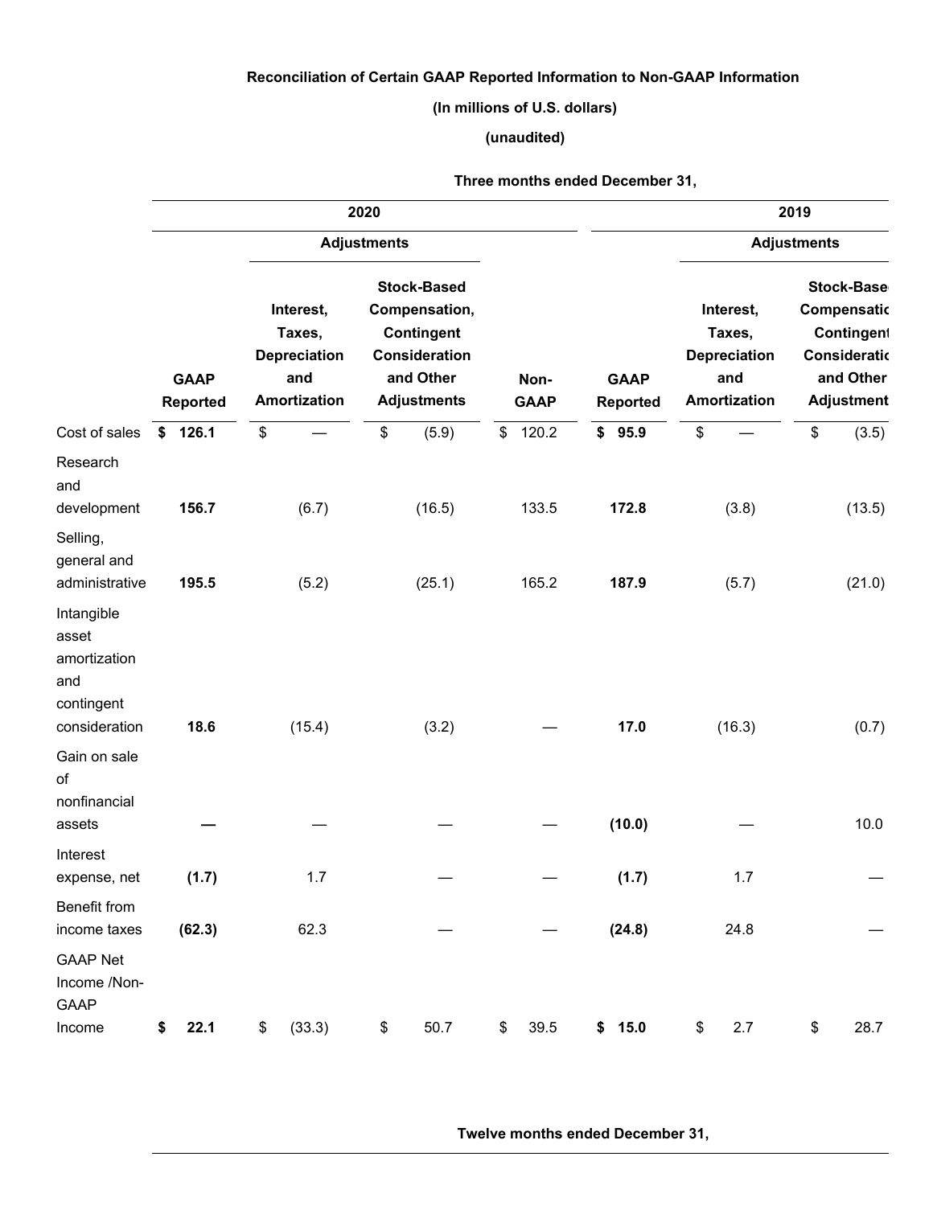**Reconciliation of Certain GAAP Reported Information to Non-GAAP Information**

**(In millions of U.S. dollars)**

**(unaudited)**

| | Three months ended December 31, | | | | | | |
|---|---|---|---|---|---|---|---|
| | 2020 | | | | 2019 | | |
| | | Adjustments | | | | Adjustments | |
| | **GAAP Reported** | **Interest, Taxes, Depreciation and Amortization** | **Stock-Based Compensation, Contingent Consideration and Other Adjustments** | **Non-GAAP** | **GAAP Reported** | **Interest, Taxes, Depreciation and Amortization** | **Stock-Based Compensation, Contingent Consideration and Other Adjustments** |
| Cost of sales | **$ 126.1** | $ — | $ (5.9) | $ 120.2 | **$ 95.9** | $ — | $ (3.5) |
| Research and development | **156.7** | (6.7) | (16.5) | 133.5 | **172.8** | (3.8) | (13.5) |
| Selling, general and administrative | **195.5** | (5.2) | (25.1) | 165.2 | **187.9** | (5.7) | (21.0) |
| Intangible asset amortization and contingent consideration | **18.6** | (15.4) | (3.2) | — | **17.0** | (16.3) | (0.7) |
| Gain on sale of nonfinancial assets | **—** | — | — | — | **(10.0)** | — | 10.0 |
| Interest expense, net | **(1.7)** | 1.7 | — | — | **(1.7)** | 1.7 | — |
| Benefit from income taxes | **(62.3)** | 62.3 | — | — | **(24.8)** | 24.8 | — |
| GAAP Net Income /Non-GAAP Income | **$ 22.1** | $ (33.3) | $ 50.7 | $ 39.5 | **$ 15.0** | $ 2.7 | $ 28.7 |

Twelve months ended December 31,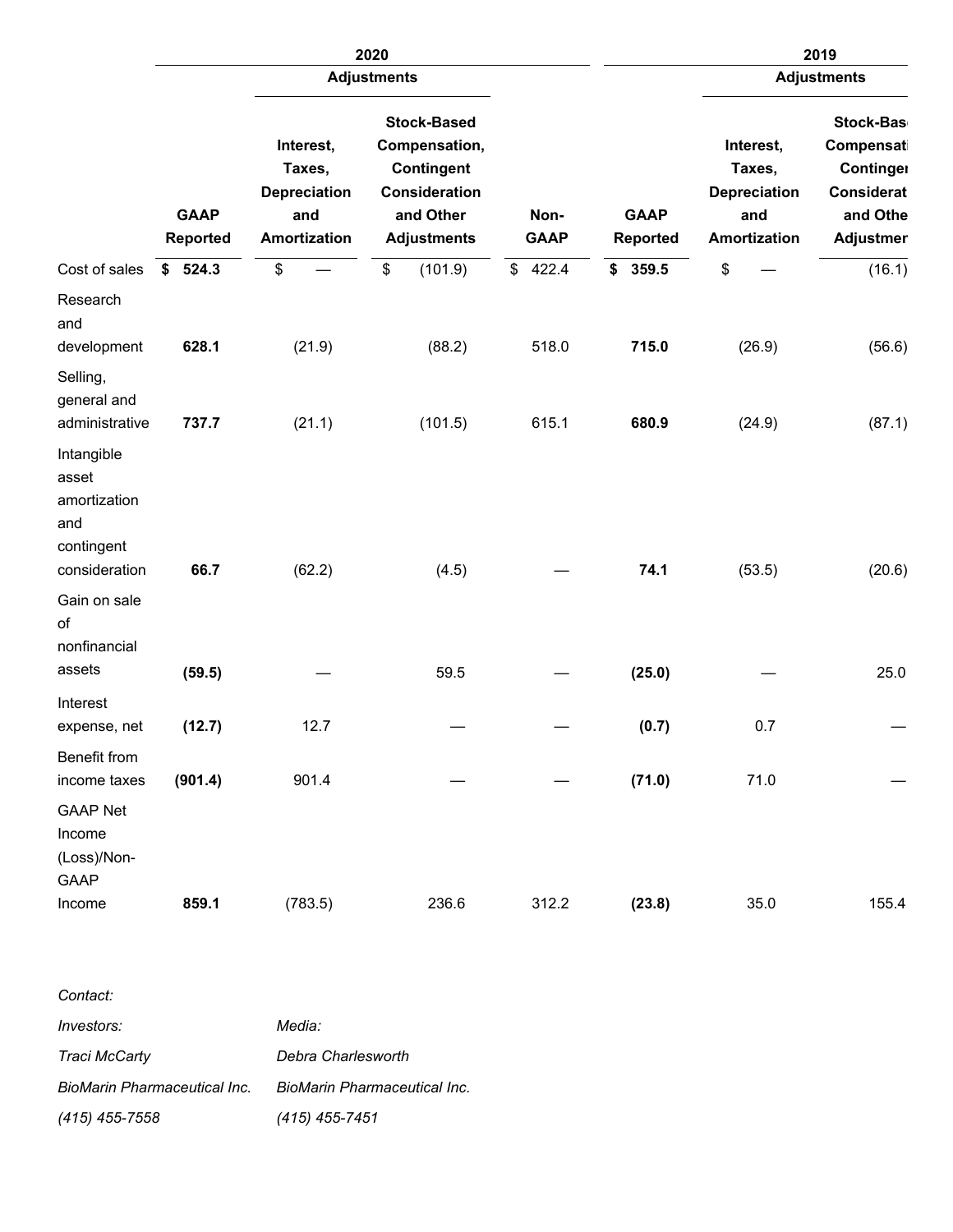| | 2020 | | | | 2019 | | |
|---|---|---|---|---|---|---|---|
| | | Adjustments | | | | Adjustments | |
| | GAAP Reported | Interest, Taxes, Depreciation and Amortization | Stock-Based Compensation, Contingent Consideration and Other Adjustments | Non-GAAP | GAAP Reported | Interest, Taxes, Depreciation and Amortization | Stock-Based Compensation, Contingent Consideration and Other Adjustments |
| Cost of sales | **$ 524.3** | $ — | $ (101.9) | $ 422.4 | **$ 359.5** | $ — | (16.1) |
| Research and development | **628.1** | (21.9) | (88.2) | 518.0 | **715.0** | (26.9) | (56.6) |
| Selling, general and administrative | **737.7** | (21.1) | (101.5) | 615.1 | **680.9** | (24.9) | (87.1) |
| Intangible asset amortization and contingent consideration | **66.7** | (62.2) | (4.5) | — | **74.1** | (53.5) | (20.6) |
| Gain on sale of nonfinancial assets | **(59.5)** | — | 59.5 | — | **(25.0)** | — | 25.0 |
| Interest expense, net | **(12.7)** | 12.7 | — | — | **(0.7)** | 0.7 | — |
| Benefit from income taxes | **(901.4)** | 901.4 | — | — | **(71.0)** | 71.0 | — |
| GAAP Net Income (Loss)/Non-GAAP Income | **859.1** | (783.5) | 236.6 | 312.2 | **(23.8)** | 35.0 | 155.4 |

*Contact:*

| *Investors:* | *Media:* |
|---|---|
| *Traci McCarty* | *Debra Charlesworth* |
| *BioMarin Pharmaceutical Inc.* | *BioMarin Pharmaceutical Inc.* |
| *(415) 455-7558* | *(415) 455-7451* |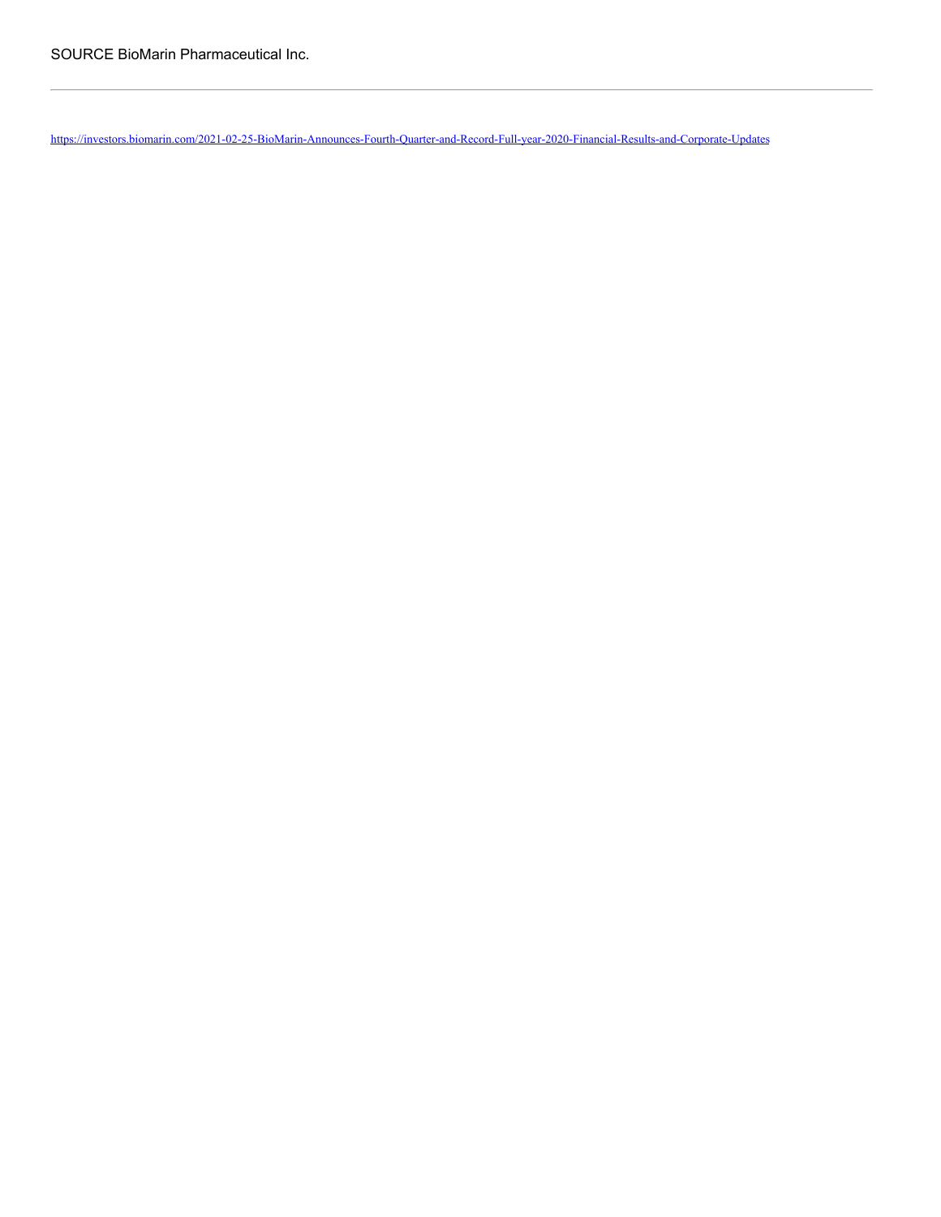SOURCE BioMarin Pharmaceutical Inc.

---

https://investors.biomarin.com/2021-02-25-BioMarin-Announces-Fourth-Quarter-and-Record-Full-year-2020-Financial-Results-and-Corporate-Updates